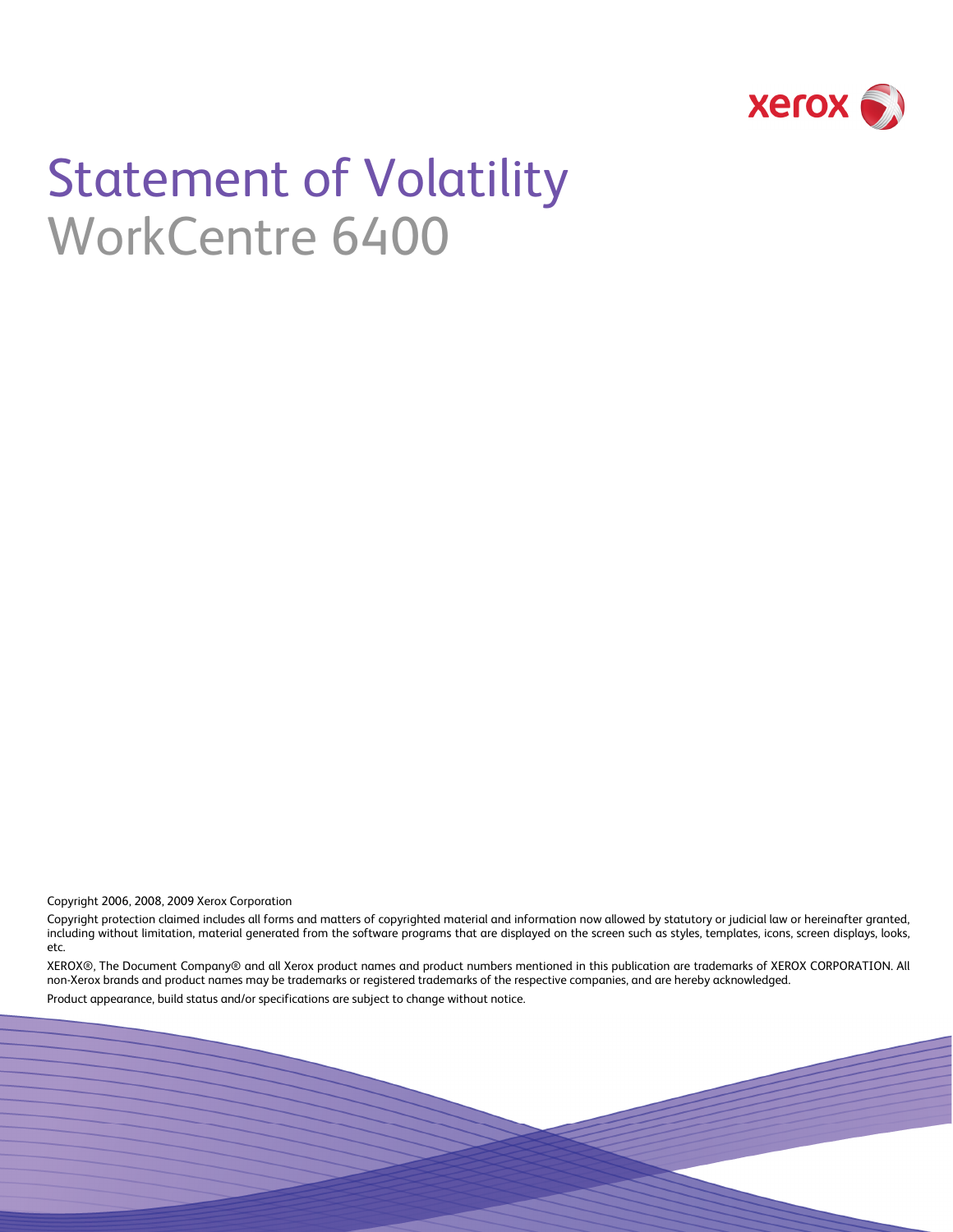# Statement of Volatility

## WorkCentre 6400

Copyright 2006, 2008, 2009 Xerox Corporation

Copyright protection claimed includes all forms and matters of copyrighted material and information now allowed by statutory or judicial law or hereinafter granted, including without limitation, material generated from the software programs that are displayed on the screen such as styles, templates, icons, screen displays, looks, etc.

XEROX®, The Document Company® and all Xerox product names and product numbers mentioned in this publication are trademarks of XEROX CORPORATION. All non-Xerox brands and product names may be trademarks or registered trademarks of the respective companies, and are hereby acknowledged.

Product appearance, build status and/or specifications are subject to change without notice.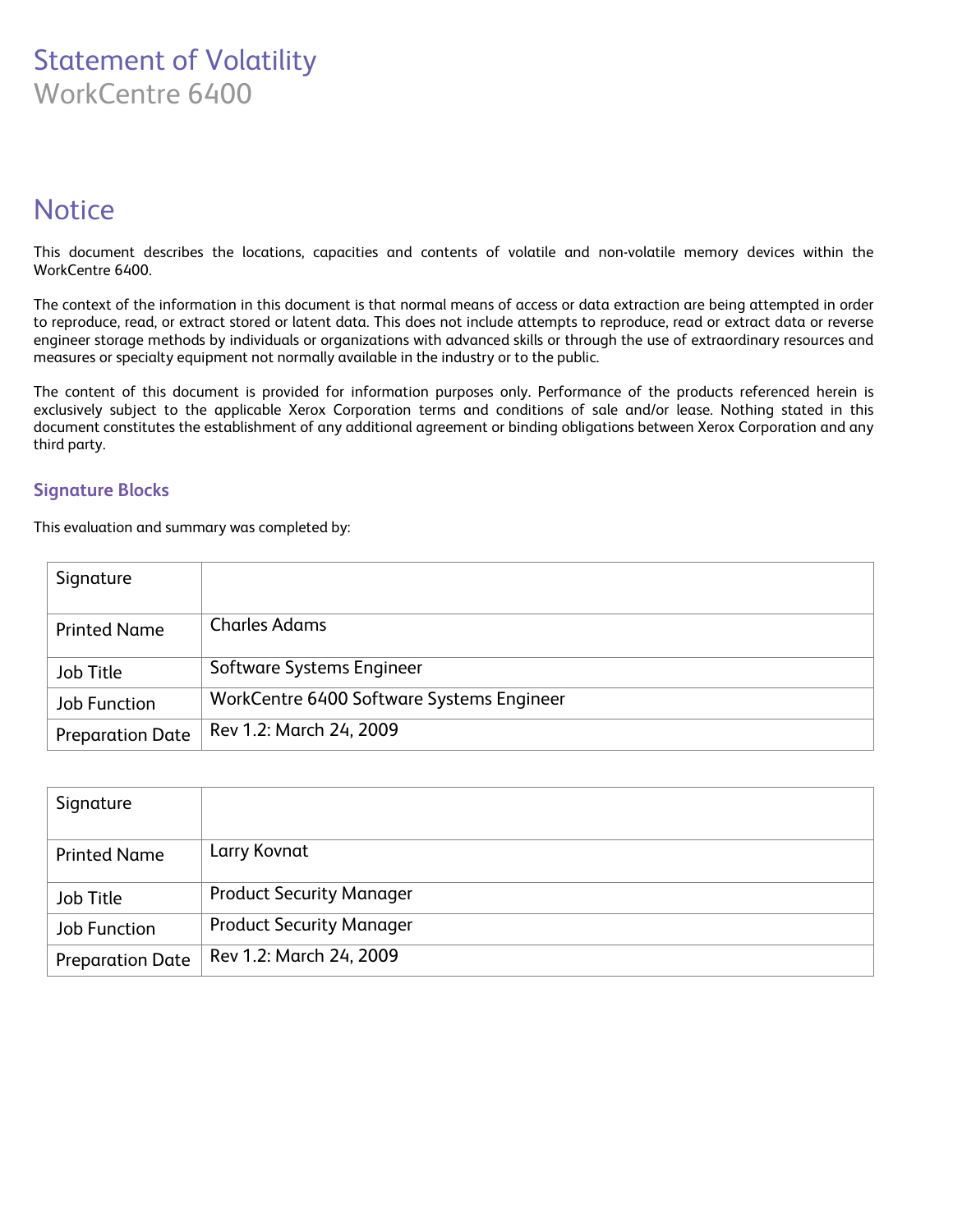# Statement of Volatility

WorkCentre 6400

## Notice

This document describes the locations, capacities and contents of volatile and non-volatile memory devices within the WorkCentre 6400.

The context of the information in this document is that normal means of access or data extraction are being attempted in order to reproduce, read, or extract stored or latent data. This does not include attempts to reproduce, read or extract data or reverse engineer storage methods by individuals or organizations with advanced skills or through the use of extraordinary resources and measures or specialty equipment not normally available in the industry or to the public.

The content of this document is provided for information purposes only. Performance of the products referenced herein is exclusively subject to the applicable Xerox Corporation terms and conditions of sale and/or lease. Nothing stated in this document constitutes the establishment of any additional agreement or binding obligations between Xerox Corporation and any third party.

### Signature Blocks

This evaluation and summary was completed by:

| Signature | |
|---|---|
| Printed Name | Charles Adams |
| Job Title | Software Systems Engineer |
| Job Function | WorkCentre 6400 Software Systems Engineer |
| Preparation Date | Rev 1.2: March 24, 2009 |

| Signature | |
|---|---|
| Printed Name | Larry Kovnat |
| Job Title | Product Security Manager |
| Job Function | Product Security Manager |
| Preparation Date | Rev 1.2: March 24, 2009 |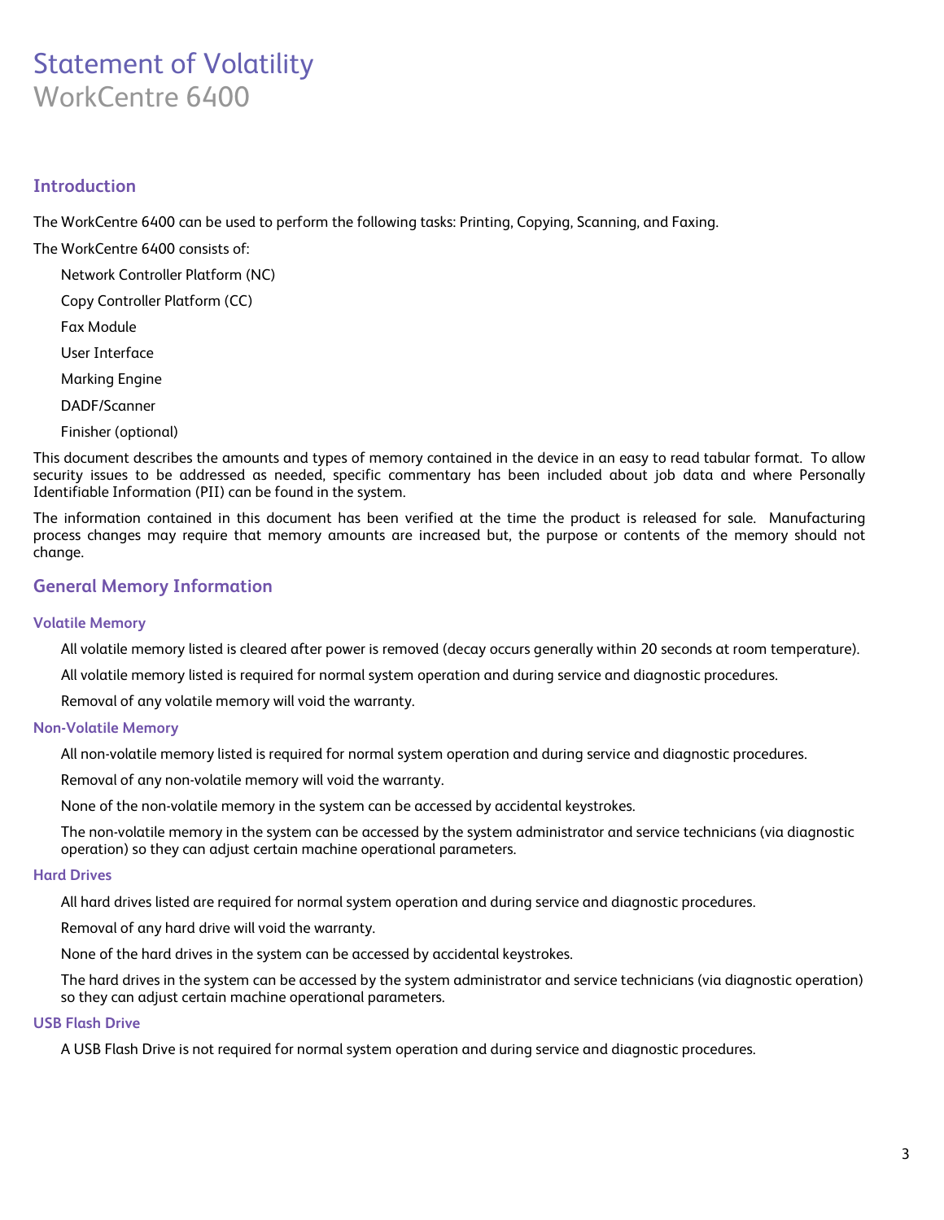# Statement of Volatility

WorkCentre 6400

## Introduction

The WorkCentre 6400 can be used to perform the following tasks: Printing, Copying, Scanning, and Faxing.

The WorkCentre 6400 consists of:

- Network Controller Platform (NC)
- Copy Controller Platform (CC)
- Fax Module
- User Interface
- Marking Engine
- DADF/Scanner
- Finisher (optional)

This document describes the amounts and types of memory contained in the device in an easy to read tabular format. To allow security issues to be addressed as needed, specific commentary has been included about job data and where Personally Identifiable Information (PII) can be found in the system.

The information contained in this document has been verified at the time the product is released for sale. Manufacturing process changes may require that memory amounts are increased but, the purpose or contents of the memory should not change.

## General Memory Information

### Volatile Memory

- All volatile memory listed is cleared after power is removed (decay occurs generally within 20 seconds at room temperature).
- All volatile memory listed is required for normal system operation and during service and diagnostic procedures.
- Removal of any volatile memory will void the warranty.

### Non-Volatile Memory

- All non-volatile memory listed is required for normal system operation and during service and diagnostic procedures.
- Removal of any non-volatile memory will void the warranty.
- None of the non-volatile memory in the system can be accessed by accidental keystrokes.
- The non-volatile memory in the system can be accessed by the system administrator and service technicians (via diagnostic operation) so they can adjust certain machine operational parameters.

### Hard Drives

- All hard drives listed are required for normal system operation and during service and diagnostic procedures.
- Removal of any hard drive will void the warranty.
- None of the hard drives in the system can be accessed by accidental keystrokes.
- The hard drives in the system can be accessed by the system administrator and service technicians (via diagnostic operation) so they can adjust certain machine operational parameters.

### USB Flash Drive

- A USB Flash Drive is not required for normal system operation and during service and diagnostic procedures.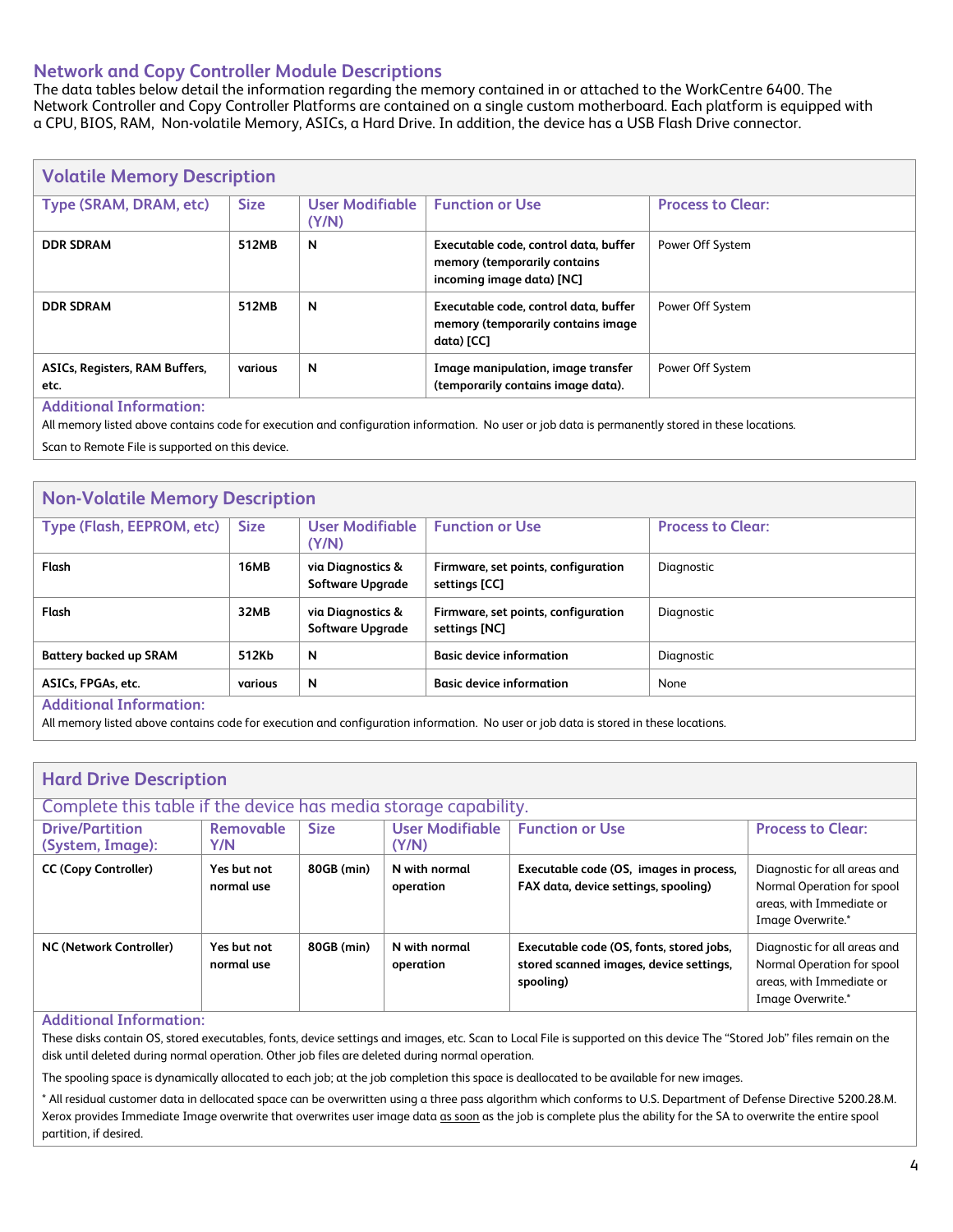## Network and Copy Controller Module Descriptions

The data tables below detail the information regarding the memory contained in or attached to the WorkCentre 6400. The Network Controller and Copy Controller Platforms are contained on a single custom motherboard. Each platform is equipped with a CPU, BIOS, RAM, Non-volatile Memory, ASICs, a Hard Drive. In addition, the device has a USB Flash Drive connector.

### Volatile Memory Description

| Type (SRAM, DRAM, etc) | Size | User Modifiable (Y/N) | Function or Use | Process to Clear: |
|---|---|---|---|---|
| **DDR SDRAM** | **512MB** | **N** | **Executable code, control data, buffer memory (temporarily contains incoming image data) [NC]** | Power Off System |
| **DDR SDRAM** | **512MB** | **N** | **Executable code, control data, buffer memory (temporarily contains image data) [CC]** | Power Off System |
| **ASICs, Registers, RAM Buffers, etc.** | **various** | **N** | **Image manipulation, image transfer (temporarily contains image data).** | Power Off System |

**Additional Information:**

All memory listed above contains code for execution and configuration information. No user or job data is permanently stored in these locations.

Scan to Remote File is supported on this device.

### Non-Volatile Memory Description

| Type (Flash, EEPROM, etc) | Size | User Modifiable (Y/N) | Function or Use | Process to Clear: |
|---|---|---|---|---|
| **Flash** | **16MB** | **via Diagnostics & Software Upgrade** | **Firmware, set points, configuration settings [CC]** | Diagnostic |
| **Flash** | **32MB** | **via Diagnostics & Software Upgrade** | **Firmware, set points, configuration settings [NC]** | Diagnostic |
| **Battery backed up SRAM** | **512Kb** | **N** | **Basic device information** | Diagnostic |
| **ASICs, FPGAs, etc.** | **various** | **N** | **Basic device information** | None |

**Additional Information:**

All memory listed above contains code for execution and configuration information. No user or job data is stored in these locations.

### Hard Drive Description

Complete this table if the device has media storage capability.

| Drive/Partition (System, Image): | Removable Y/N | Size | User Modifiable (Y/N) | Function or Use | Process to Clear: |
|---|---|---|---|---|---|
| **CC (Copy Controller)** | **Yes but not normal use** | **80GB (min)** | **N with normal operation** | **Executable code (OS, images in process, FAX data, device settings, spooling)** | Diagnostic for all areas and Normal Operation for spool areas, with Immediate or Image Overwrite.* |
| **NC (Network Controller)** | **Yes but not normal use** | **80GB (min)** | **N with normal operation** | **Executable code (OS, fonts, stored jobs, stored scanned images, device settings, spooling)** | Diagnostic for all areas and Normal Operation for spool areas, with Immediate or Image Overwrite.* |

**Additional Information:**

These disks contain OS, stored executables, fonts, device settings and images, etc. Scan to Local File is supported on this device The "Stored Job" files remain on the disk until deleted during normal operation. Other job files are deleted during normal operation.

The spooling space is dynamically allocated to each job; at the job completion this space is deallocated to be available for new images.

* All residual customer data in dellocated space can be overwritten using a three pass algorithm which conforms to U.S. Department of Defense Directive 5200.28.M. Xerox provides Immediate Image overwrite that overwrites user image data as soon as the job is complete plus the ability for the SA to overwrite the entire spool partition, if desired.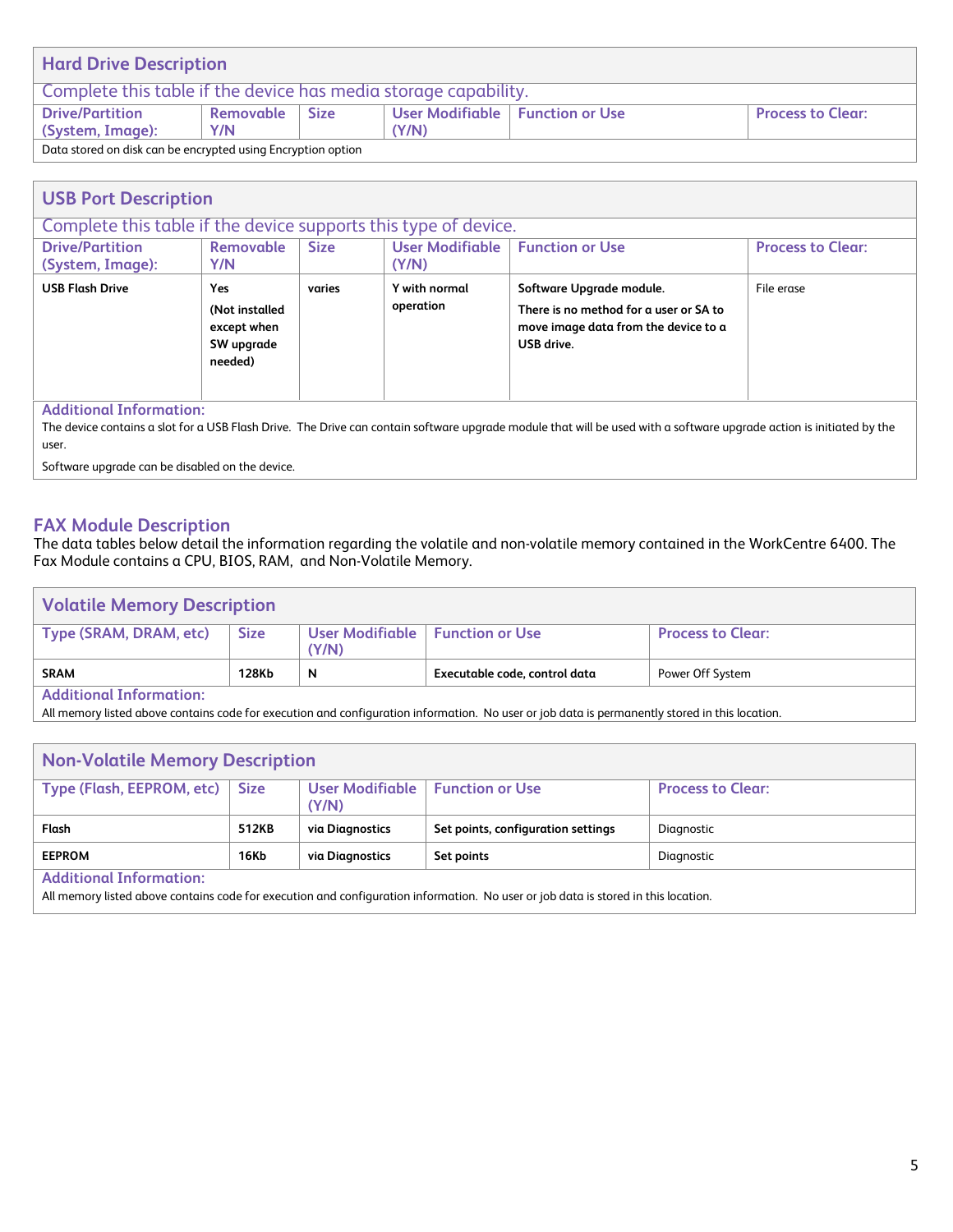## Hard Drive Description

Complete this table if the device has media storage capability.

| Drive/Partition (System, Image): | Removable Y/N | Size | User Modifiable (Y/N) | Function or Use | Process to Clear: |
|---|---|---|---|---|---|
| Data stored on disk can be encrypted using Encryption option | | | | | |

## USB Port Description

Complete this table if the device supports this type of device.

| Drive/Partition (System, Image): | Removable Y/N | Size | User Modifiable (Y/N) | Function or Use | Process to Clear: |
|---|---|---|---|---|---|
| **USB Flash Drive** | **Yes** **(Not installed except when SW upgrade needed)** | **varies** | **Y with normal operation** | **Software Upgrade module.** **There is no method for a user or SA to move image data from the device to a USB drive.** | File erase |

**Additional Information:**

The device contains a slot for a USB Flash Drive. The Drive can contain software upgrade module that will be used with a software upgrade action is initiated by the user.

Software upgrade can be disabled on the device.

## FAX Module Description

The data tables below detail the information regarding the volatile and non-volatile memory contained in the WorkCentre 6400. The Fax Module contains a CPU, BIOS, RAM, and Non-Volatile Memory.

### Volatile Memory Description

| Type (SRAM, DRAM, etc) | Size | User Modifiable (Y/N) | Function or Use | Process to Clear: |
|---|---|---|---|---|
| **SRAM** | **128Kb** | **N** | **Executable code, control data** | Power Off System |

**Additional Information:**

All memory listed above contains code for execution and configuration information. No user or job data is permanently stored in this location.

### Non-Volatile Memory Description

| Type (Flash, EEPROM, etc) | Size | User Modifiable (Y/N) | Function or Use | Process to Clear: |
|---|---|---|---|---|
| **Flash** | **512KB** | **via Diagnostics** | **Set points, configuration settings** | Diagnostic |
| **EEPROM** | **16Kb** | **via Diagnostics** | **Set points** | Diagnostic |

**Additional Information:**

All memory listed above contains code for execution and configuration information. No user or job data is stored in this location.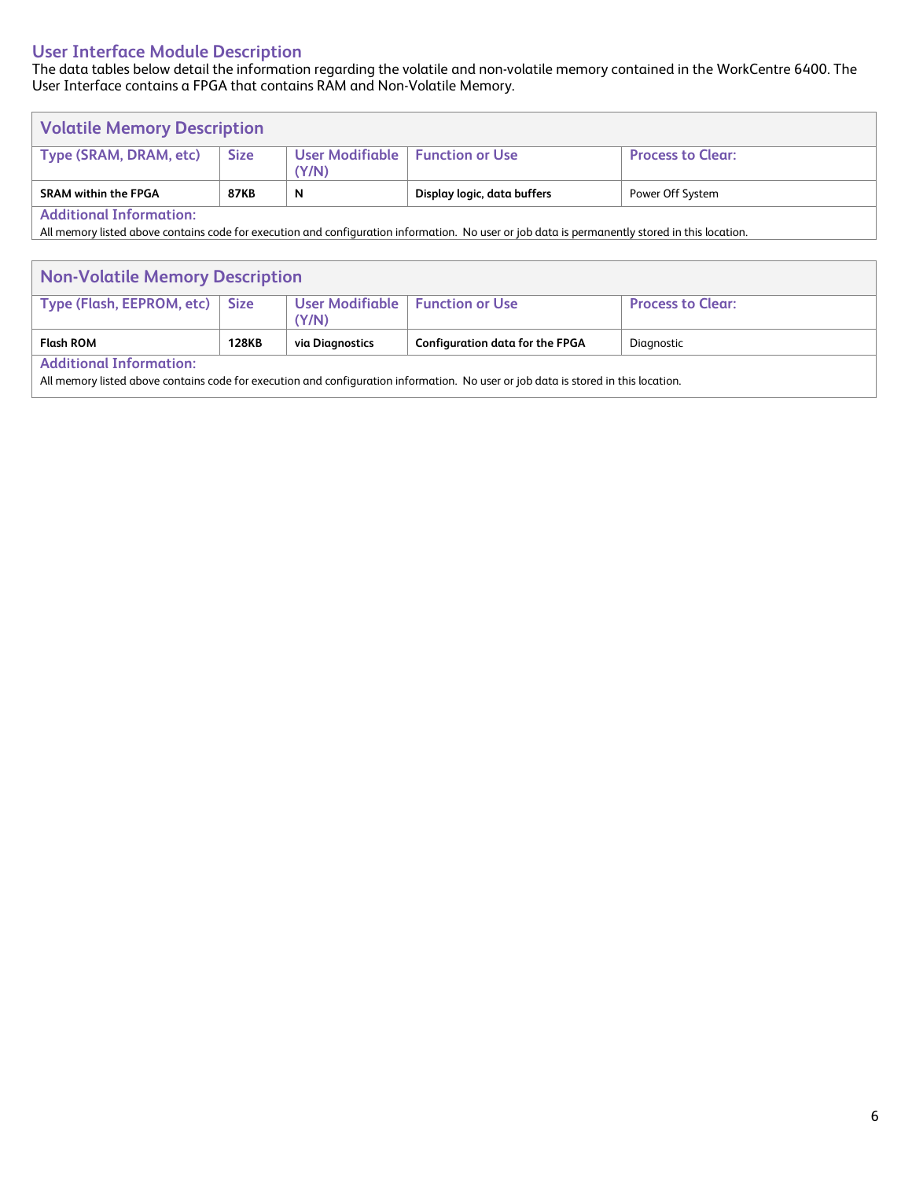## User Interface Module Description

The data tables below detail the information regarding the volatile and non-volatile memory contained in the WorkCentre 6400. The User Interface contains a FPGA that contains RAM and Non-Volatile Memory.

### Volatile Memory Description

| Type (SRAM, DRAM, etc) | Size | User Modifiable (Y/N) | Function or Use | Process to Clear: |
|---|---|---|---|---|
| **SRAM within the FPGA** | **87KB** | **N** | **Display logic, data buffers** | Power Off System |

**Additional Information:**

All memory listed above contains code for execution and configuration information. No user or job data is permanently stored in this location.

### Non-Volatile Memory Description

| Type (Flash, EEPROM, etc) | Size | User Modifiable (Y/N) | Function or Use | Process to Clear: |
|---|---|---|---|---|
| **Flash ROM** | **128KB** | **via Diagnostics** | **Configuration data for the FPGA** | Diagnostic |

**Additional Information:**

All memory listed above contains code for execution and configuration information. No user or job data is stored in this location.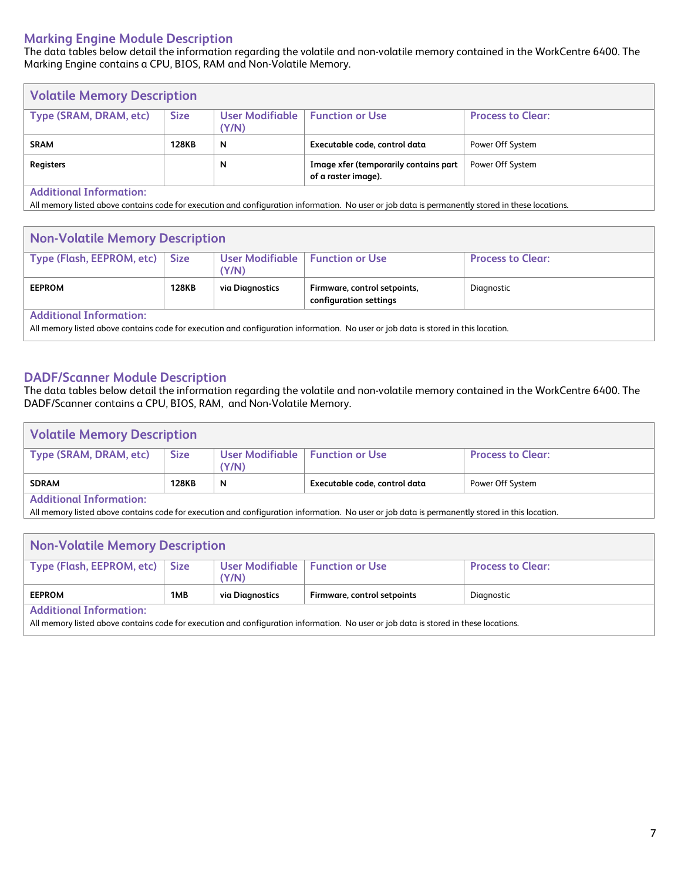## Marking Engine Module Description

The data tables below detail the information regarding the volatile and non-volatile memory contained in the WorkCentre 6400. The Marking Engine contains a CPU, BIOS, RAM and Non-Volatile Memory.

### Volatile Memory Description

| Type (SRAM, DRAM, etc) | Size | User Modifiable (Y/N) | Function or Use | Process to Clear: |
|---|---|---|---|---|
| **SRAM** | **128KB** | **N** | **Executable code, control data** | Power Off System |
| **Registers** | | **N** | **Image xfer (temporarily contains part of a raster image).** | Power Off System |

**Additional Information:**
All memory listed above contains code for execution and configuration information. No user or job data is permanently stored in these locations.

### Non-Volatile Memory Description

| Type (Flash, EEPROM, etc) | Size | User Modifiable (Y/N) | Function or Use | Process to Clear: |
|---|---|---|---|---|
| **EEPROM** | **128KB** | **via Diagnostics** | **Firmware, control setpoints, configuration settings** | Diagnostic |

**Additional Information:**
All memory listed above contains code for execution and configuration information. No user or job data is stored in this location.

## DADF/Scanner Module Description

The data tables below detail the information regarding the volatile and non-volatile memory contained in the WorkCentre 6400. The DADF/Scanner contains a CPU, BIOS, RAM, and Non-Volatile Memory.

### Volatile Memory Description

| Type (SRAM, DRAM, etc) | Size | User Modifiable (Y/N) | Function or Use | Process to Clear: |
|---|---|---|---|---|
| **SDRAM** | **128KB** | **N** | **Executable code, control data** | Power Off System |

**Additional Information:**
All memory listed above contains code for execution and configuration information. No user or job data is permanently stored in this location.

### Non-Volatile Memory Description

| Type (Flash, EEPROM, etc) | Size | User Modifiable (Y/N) | Function or Use | Process to Clear: |
|---|---|---|---|---|
| **EEPROM** | **1MB** | **via Diagnostics** | **Firmware, control setpoints** | Diagnostic |

**Additional Information:**
All memory listed above contains code for execution and configuration information. No user or job data is stored in these locations.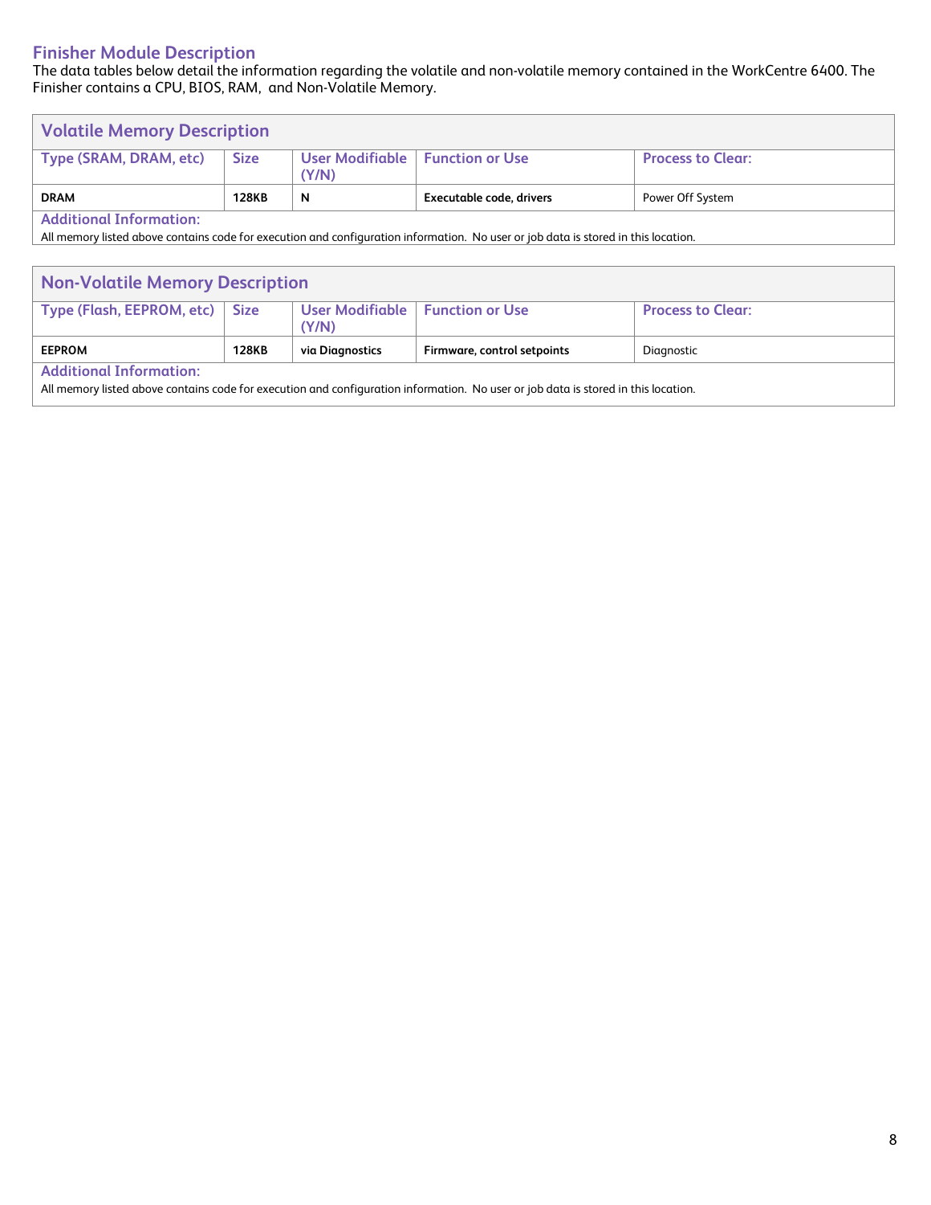## Finisher Module Description

The data tables below detail the information regarding the volatile and non-volatile memory contained in the WorkCentre 6400. The Finisher contains a CPU, BIOS, RAM, and Non-Volatile Memory.

### Volatile Memory Description

| Type (SRAM, DRAM, etc) | Size | User Modifiable (Y/N) | Function or Use | Process to Clear: |
|---|---|---|---|---|
| **DRAM** | **128KB** | **N** | **Executable code, drivers** | Power Off System |

**Additional Information:**

All memory listed above contains code for execution and configuration information. No user or job data is stored in this location.

### Non-Volatile Memory Description

| Type (Flash, EEPROM, etc) | Size | User Modifiable (Y/N) | Function or Use | Process to Clear: |
|---|---|---|---|---|
| **EEPROM** | **128KB** | **via Diagnostics** | **Firmware, control setpoints** | Diagnostic |

**Additional Information:**

All memory listed above contains code for execution and configuration information. No user or job data is stored in this location.